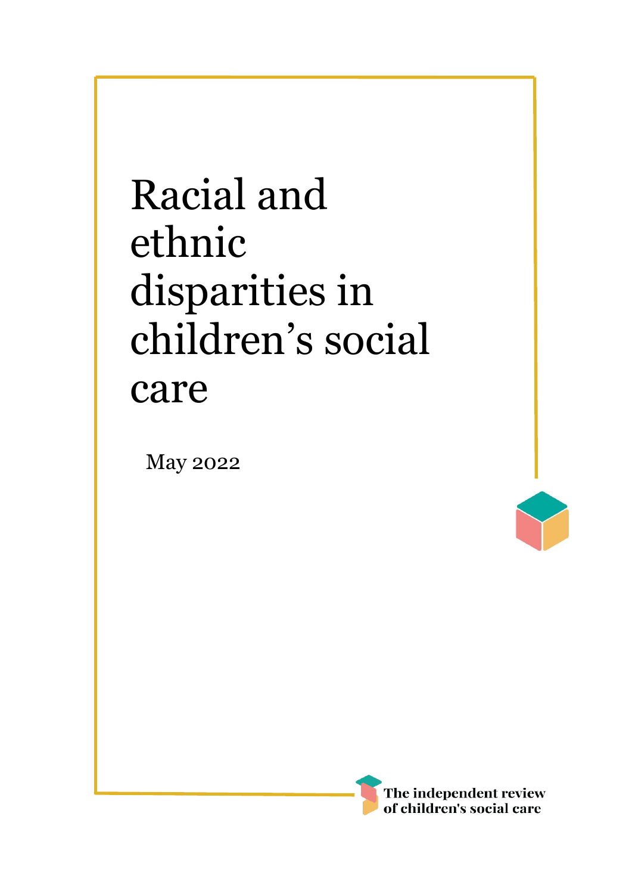# Racial and ethnic disparities in children's social care

May 2022

The independent review of children's social care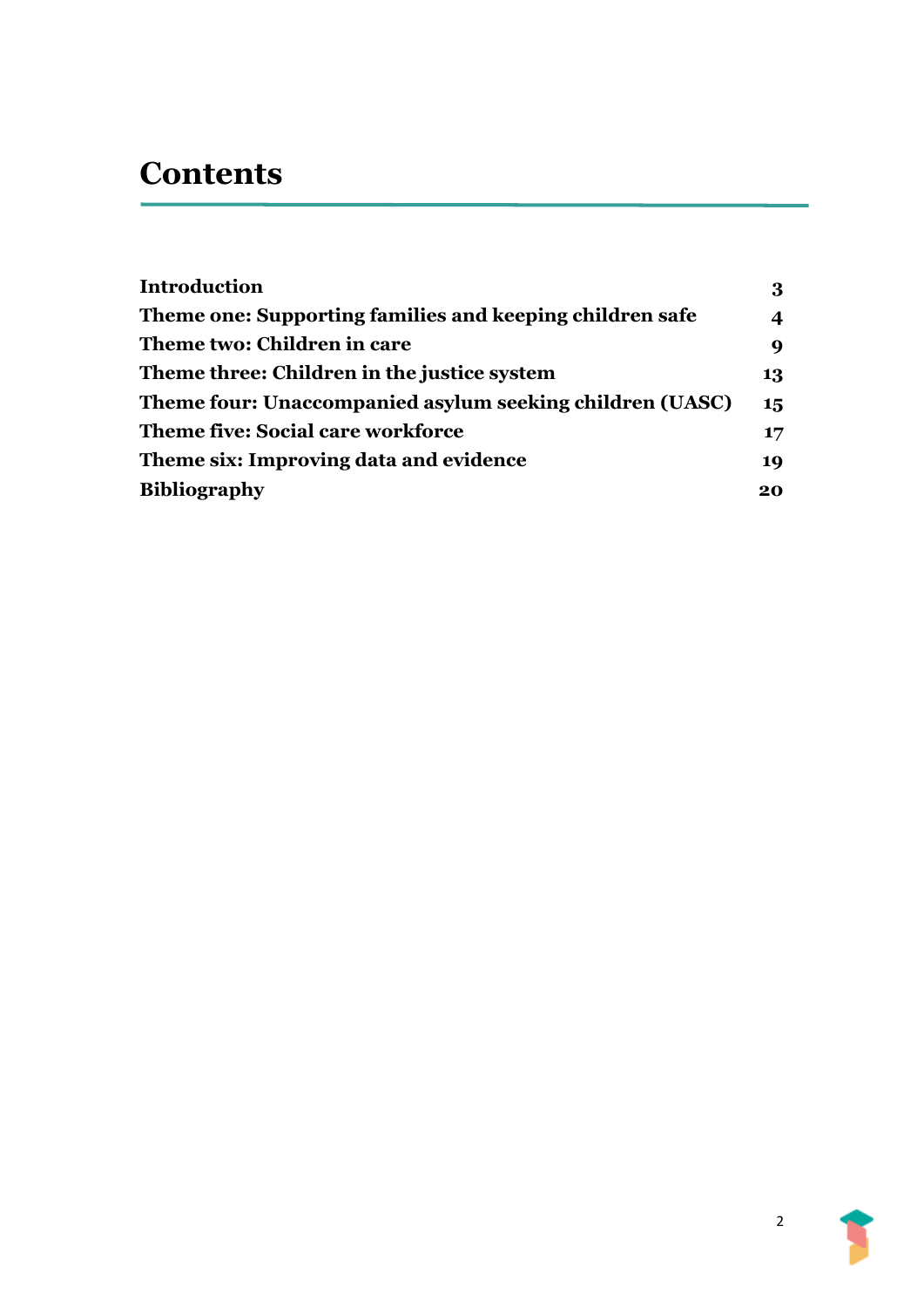# Contents

| | |
|---|---|
| **Introduction** | **3** |
| **Theme one: Supporting families and keeping children safe** | **4** |
| **Theme two: Children in care** | **9** |
| **Theme three: Children in the justice system** | **13** |
| **Theme four: Unaccompanied asylum seeking children (UASC)** | **15** |
| **Theme five: Social care workforce** | **17** |
| **Theme six: Improving data and evidence** | **19** |
| **Bibliography** | **20** |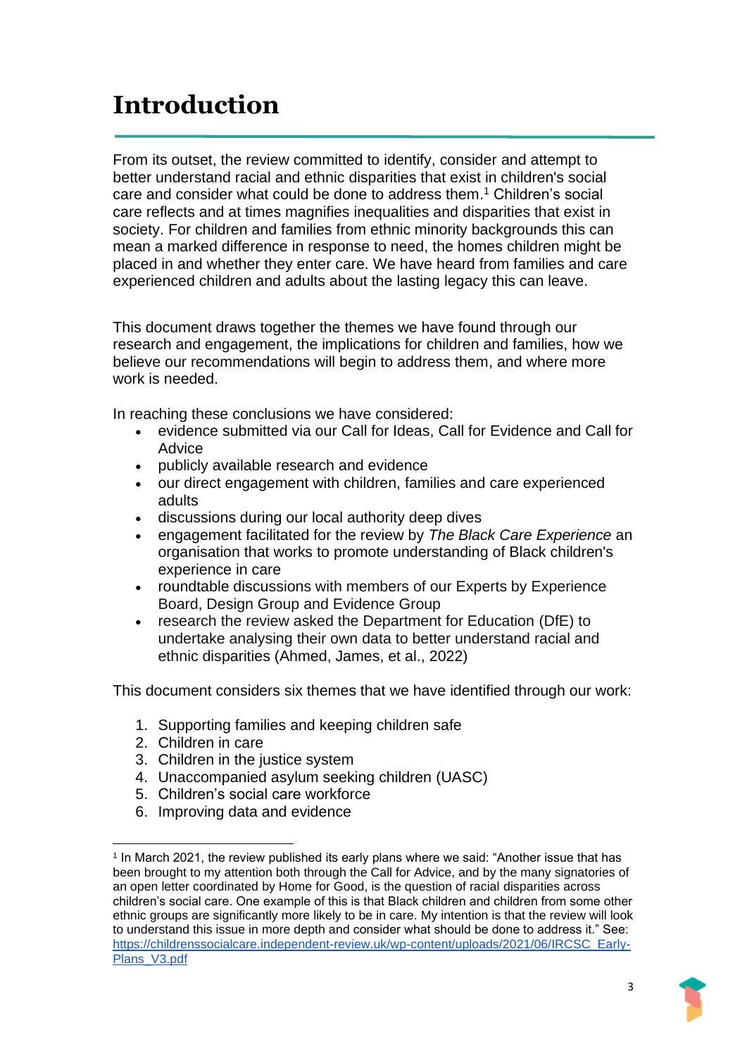# Introduction

From its outset, the review committed to identify, consider and attempt to better understand racial and ethnic disparities that exist in children's social care and consider what could be done to address them.[1] Children's social care reflects and at times magnifies inequalities and disparities that exist in society. For children and families from ethnic minority backgrounds this can mean a marked difference in response to need, the homes children might be placed in and whether they enter care. We have heard from families and care experienced children and adults about the lasting legacy this can leave.

This document draws together the themes we have found through our research and engagement, the implications for children and families, how we believe our recommendations will begin to address them, and where more work is needed.

In reaching these conclusions we have considered:

- evidence submitted via our Call for Ideas, Call for Evidence and Call for Advice
- publicly available research and evidence
- our direct engagement with children, families and care experienced adults
- discussions during our local authority deep dives
- engagement facilitated for the review by *The Black Care Experience* an organisation that works to promote understanding of Black children's experience in care
- roundtable discussions with members of our Experts by Experience Board, Design Group and Evidence Group
- research the review asked the Department for Education (DfE) to undertake analysing their own data to better understand racial and ethnic disparities (Ahmed, James, et al., 2022)

This document considers six themes that we have identified through our work:

1. Supporting families and keeping children safe
2. Children in care
3. Children in the justice system
4. Unaccompanied asylum seeking children (UASC)
5. Children's social care workforce
6. Improving data and evidence

---

[1] In March 2021, the review published its early plans where we said: "Another issue that has been brought to my attention both through the Call for Advice, and by the many signatories of an open letter coordinated by Home for Good, is the question of racial disparities across children's social care. One example of this is that Black children and children from some other ethnic groups are significantly more likely to be in care. My intention is that the review will look to understand this issue in more depth and consider what should be done to address it." See: https://childrenssocialcare.independent-review.uk/wp-content/uploads/2021/06/IRCSC_Early-Plans_V3.pdf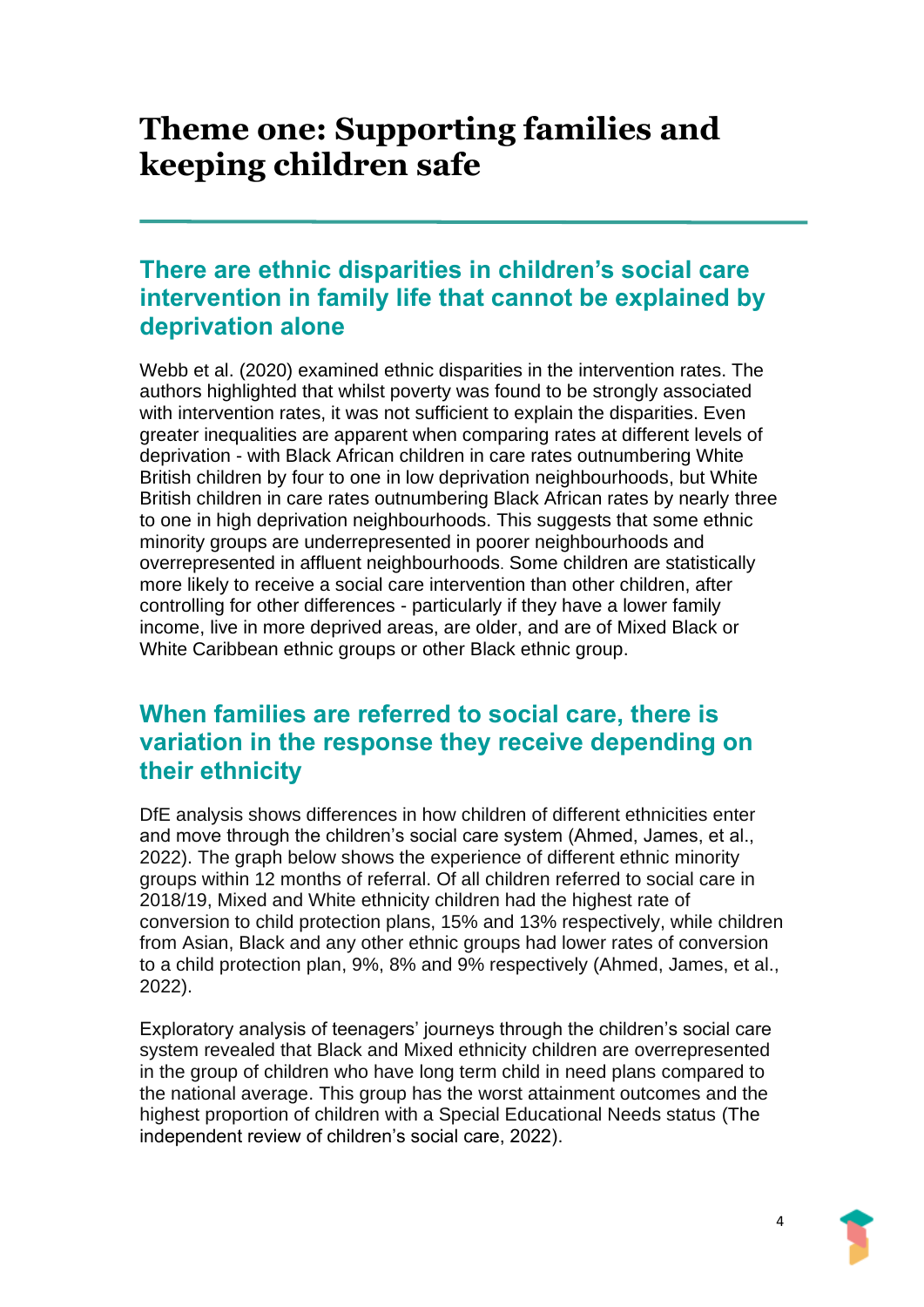# Theme one: Supporting families and keeping children safe

## There are ethnic disparities in children's social care intervention in family life that cannot be explained by deprivation alone

Webb et al. (2020) examined ethnic disparities in the intervention rates. The authors highlighted that whilst poverty was found to be strongly associated with intervention rates, it was not sufficient to explain the disparities. Even greater inequalities are apparent when comparing rates at different levels of deprivation - with Black African children in care rates outnumbering White British children by four to one in low deprivation neighbourhoods, but White British children in care rates outnumbering Black African rates by nearly three to one in high deprivation neighbourhoods. This suggests that some ethnic minority groups are underrepresented in poorer neighbourhoods and overrepresented in affluent neighbourhoods. Some children are statistically more likely to receive a social care intervention than other children, after controlling for other differences - particularly if they have a lower family income, live in more deprived areas, are older, and are of Mixed Black or White Caribbean ethnic groups or other Black ethnic group.

## When families are referred to social care, there is variation in the response they receive depending on their ethnicity

DfE analysis shows differences in how children of different ethnicities enter and move through the children's social care system (Ahmed, James, et al., 2022). The graph below shows the experience of different ethnic minority groups within 12 months of referral. Of all children referred to social care in 2018/19, Mixed and White ethnicity children had the highest rate of conversion to child protection plans, 15% and 13% respectively, while children from Asian, Black and any other ethnic groups had lower rates of conversion to a child protection plan, 9%, 8% and 9% respectively (Ahmed, James, et al., 2022).

Exploratory analysis of teenagers' journeys through the children's social care system revealed that Black and Mixed ethnicity children are overrepresented in the group of children who have long term child in need plans compared to the national average. This group has the worst attainment outcomes and the highest proportion of children with a Special Educational Needs status (The independent review of children's social care, 2022).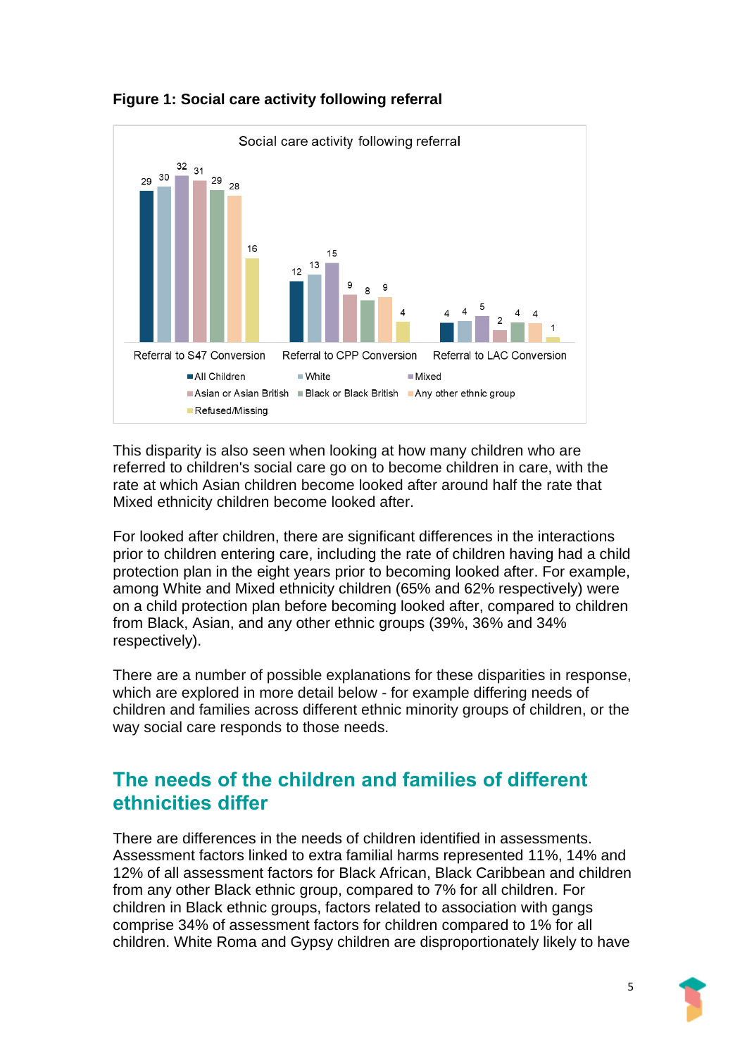**Figure 1: Social care activity following referral**

| Social care activity following referral | All Children | White | Mixed | Asian or Asian British | Black or Black British | Any other ethnic group | Refused/Missing |
|---|---|---|---|---|---|---|---|
| Referral to S47 Conversion | 29 | 30 | 32 | 31 | 29 | 28 | 16 |
| Referral to CPP Conversion | 12 | 13 | 15 | 9 | 8 | 9 | 4 |
| Referral to LAC Conversion | 4 | 4 | 5 | 2 | 4 | 4 | 1 |

This disparity is also seen when looking at how many children who are referred to children's social care go on to become children in care, with the rate at which Asian children become looked after around half the rate that Mixed ethnicity children become looked after.

For looked after children, there are significant differences in the interactions prior to children entering care, including the rate of children having had a child protection plan in the eight years prior to becoming looked after. For example, among White and Mixed ethnicity children (65% and 62% respectively) were on a child protection plan before becoming looked after, compared to children from Black, Asian, and any other ethnic groups (39%, 36% and 34% respectively).

There are a number of possible explanations for these disparities in response, which are explored in more detail below - for example differing needs of children and families across different ethnic minority groups of children, or the way social care responds to those needs.

## The needs of the children and families of different ethnicities differ

There are differences in the needs of children identified in assessments. Assessment factors linked to extra familial harms represented 11%, 14% and 12% of all assessment factors for Black African, Black Caribbean and children from any other Black ethnic group, compared to 7% for all children. For children in Black ethnic groups, factors related to association with gangs comprise 34% of assessment factors for children compared to 1% for all children. White Roma and Gypsy children are disproportionately likely to have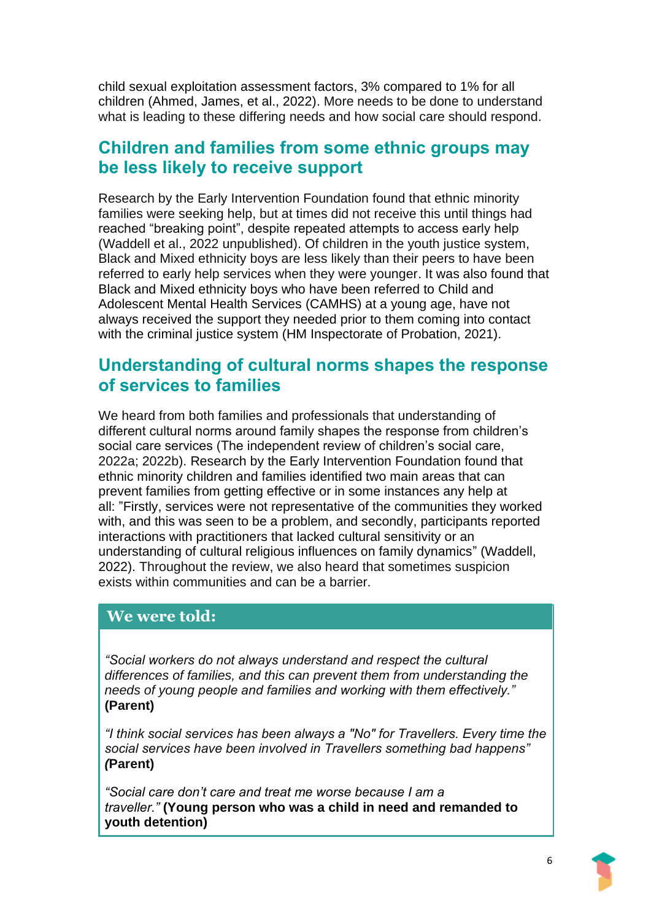child sexual exploitation assessment factors, 3% compared to 1% for all children (Ahmed, James, et al., 2022). More needs to be done to understand what is leading to these differing needs and how social care should respond.

## Children and families from some ethnic groups may be less likely to receive support

Research by the Early Intervention Foundation found that ethnic minority families were seeking help, but at times did not receive this until things had reached "breaking point", despite repeated attempts to access early help (Waddell et al., 2022 unpublished). Of children in the youth justice system, Black and Mixed ethnicity boys are less likely than their peers to have been referred to early help services when they were younger. It was also found that Black and Mixed ethnicity boys who have been referred to Child and Adolescent Mental Health Services (CAMHS) at a young age, have not always received the support they needed prior to them coming into contact with the criminal justice system (HM Inspectorate of Probation, 2021).

## Understanding of cultural norms shapes the response of services to families

We heard from both families and professionals that understanding of different cultural norms around family shapes the response from children's social care services (The independent review of children's social care, 2022a; 2022b). Research by the Early Intervention Foundation found that ethnic minority children and families identified two main areas that can prevent families from getting effective or in some instances any help at all: "Firstly, services were not representative of the communities they worked with, and this was seen to be a problem, and secondly, participants reported interactions with practitioners that lacked cultural sensitivity or an understanding of cultural religious influences on family dynamics" (Waddell, 2022). Throughout the review, we also heard that sometimes suspicion exists within communities and can be a barrier.

**We were told:**

*"Social workers do not always understand and respect the cultural differences of families, and this can prevent them from understanding the needs of young people and families and working with them effectively."* **(Parent)**

*"I think social services has been always a "No" for Travellers. Every time the social services have been involved in Travellers something bad happens"* ***(*Parent)**

*"Social care don't care and treat me worse because I am a traveller."* **(Young person who was a child in need and remanded to youth detention)**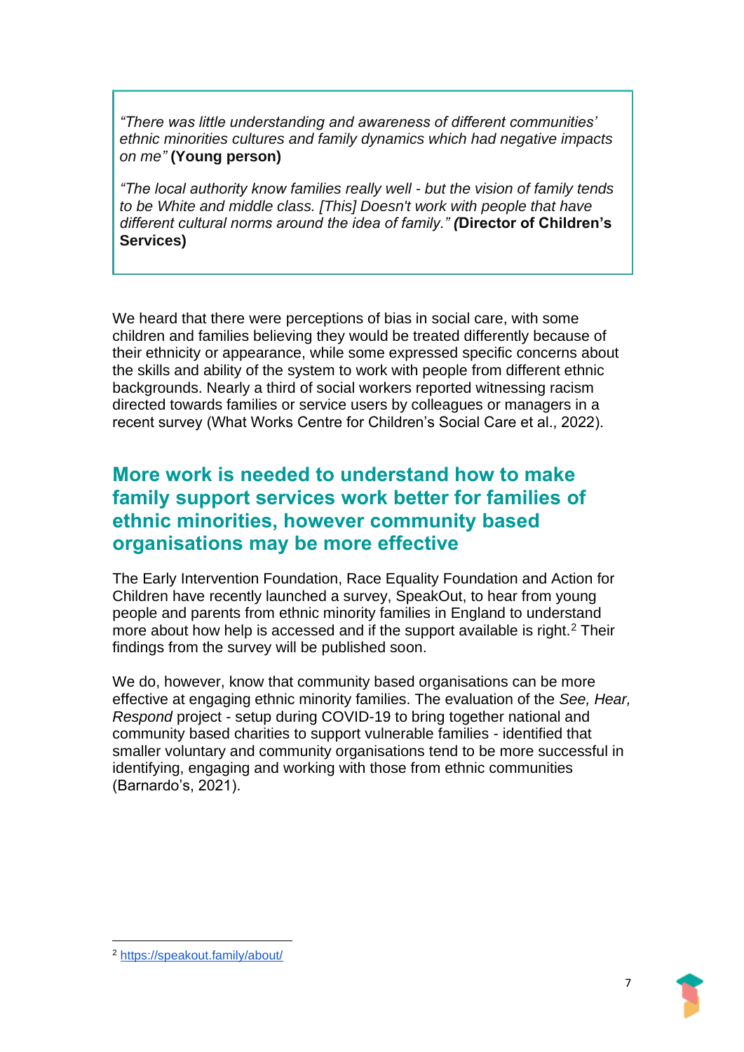> *"There was little understanding and awareness of different communities' ethnic minorities cultures and family dynamics which had negative impacts on me"* **(Young person)**
>
> *"The local authority know families really well - but the vision of family tends to be White and middle class. [This] Doesn't work with people that have different cultural norms around the idea of family."* ***(*Director of Children's Services)**

We heard that there were perceptions of bias in social care, with some children and families believing they would be treated differently because of their ethnicity or appearance, while some expressed specific concerns about the skills and ability of the system to work with people from different ethnic backgrounds. Nearly a third of social workers reported witnessing racism directed towards families or service users by colleagues or managers in a recent survey (What Works Centre for Children's Social Care et al., 2022).

## More work is needed to understand how to make family support services work better for families of ethnic minorities, however community based organisations may be more effective

The Early Intervention Foundation, Race Equality Foundation and Action for Children have recently launched a survey, SpeakOut, to hear from young people and parents from ethnic minority families in England to understand more about how help is accessed and if the support available is right.[2] Their findings from the survey will be published soon.

We do, however, know that community based organisations can be more effective at engaging ethnic minority families. The evaluation of the *See, Hear, Respond* project - setup during COVID-19 to bring together national and community based charities to support vulnerable families - identified that smaller voluntary and community organisations tend to be more successful in identifying, engaging and working with those from ethnic communities (Barnardo's, 2021).

---

[2] https://speakout.family/about/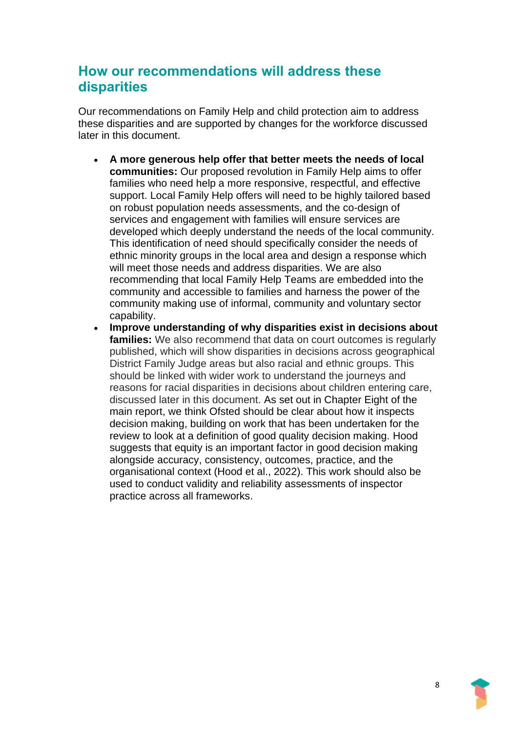## How our recommendations will address these disparities

Our recommendations on Family Help and child protection aim to address these disparities and are supported by changes for the workforce discussed later in this document.

- **A more generous help offer that better meets the needs of local communities:** Our proposed revolution in Family Help aims to offer families who need help a more responsive, respectful, and effective support. Local Family Help offers will need to be highly tailored based on robust population needs assessments, and the co-design of services and engagement with families will ensure services are developed which deeply understand the needs of the local community. This identification of need should specifically consider the needs of ethnic minority groups in the local area and design a response which will meet those needs and address disparities. We are also recommending that local Family Help Teams are embedded into the community and accessible to families and harness the power of the community making use of informal, community and voluntary sector capability.
- **Improve understanding of why disparities exist in decisions about families:** We also recommend that data on court outcomes is regularly published, which will show disparities in decisions across geographical District Family Judge areas but also racial and ethnic groups. This should be linked with wider work to understand the journeys and reasons for racial disparities in decisions about children entering care, discussed later in this document. As set out in Chapter Eight of the main report, we think Ofsted should be clear about how it inspects decision making, building on work that has been undertaken for the review to look at a definition of good quality decision making. Hood suggests that equity is an important factor in good decision making alongside accuracy, consistency, outcomes, practice, and the organisational context (Hood et al., 2022). This work should also be used to conduct validity and reliability assessments of inspector practice across all frameworks.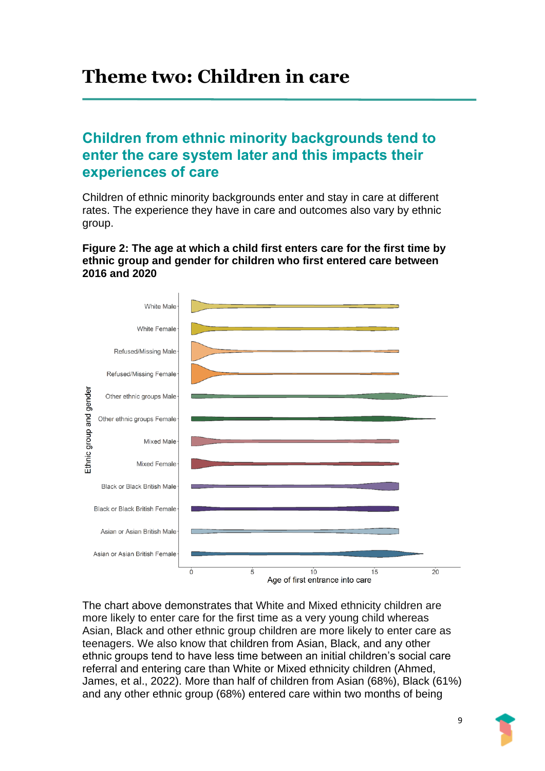# Theme two: Children in care

## Children from ethnic minority backgrounds tend to enter the care system later and this impacts their experiences of care

Children of ethnic minority backgrounds enter and stay in care at different rates. The experience they have in care and outcomes also vary by ethnic group.

**Figure 2: The age at which a child first enters care for the first time by ethnic group and gender for children who first entered care between 2016 and 2020**

The chart above demonstrates that White and Mixed ethnicity children are more likely to enter care for the first time as a very young child whereas Asian, Black and other ethnic group children are more likely to enter care as teenagers. We also know that children from Asian, Black, and any other ethnic groups tend to have less time between an initial children's social care referral and entering care than White or Mixed ethnicity children (Ahmed, James, et al., 2022). More than half of children from Asian (68%), Black (61%) and any other ethnic group (68%) entered care within two months of being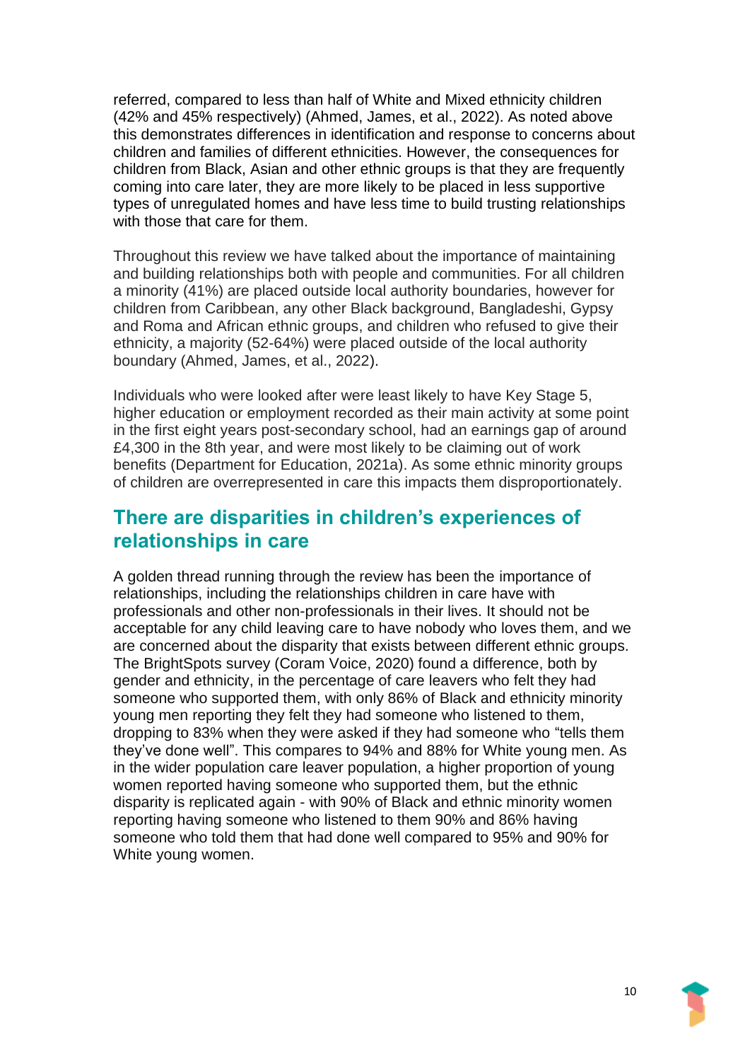referred, compared to less than half of White and Mixed ethnicity children (42% and 45% respectively) (Ahmed, James, et al., 2022). As noted above this demonstrates differences in identification and response to concerns about children and families of different ethnicities. However, the consequences for children from Black, Asian and other ethnic groups is that they are frequently coming into care later, they are more likely to be placed in less supportive types of unregulated homes and have less time to build trusting relationships with those that care for them.

Throughout this review we have talked about the importance of maintaining and building relationships both with people and communities. For all children a minority (41%) are placed outside local authority boundaries, however for children from Caribbean, any other Black background, Bangladeshi, Gypsy and Roma and African ethnic groups, and children who refused to give their ethnicity, a majority (52-64%) were placed outside of the local authority boundary (Ahmed, James, et al., 2022).

Individuals who were looked after were least likely to have Key Stage 5, higher education or employment recorded as their main activity at some point in the first eight years post-secondary school, had an earnings gap of around £4,300 in the 8th year, and were most likely to be claiming out of work benefits (Department for Education, 2021a). As some ethnic minority groups of children are overrepresented in care this impacts them disproportionately.

## There are disparities in children's experiences of relationships in care

A golden thread running through the review has been the importance of relationships, including the relationships children in care have with professionals and other non-professionals in their lives. It should not be acceptable for any child leaving care to have nobody who loves them, and we are concerned about the disparity that exists between different ethnic groups. The BrightSpots survey (Coram Voice, 2020) found a difference, both by gender and ethnicity, in the percentage of care leavers who felt they had someone who supported them, with only 86% of Black and ethnicity minority young men reporting they felt they had someone who listened to them, dropping to 83% when they were asked if they had someone who "tells them they've done well". This compares to 94% and 88% for White young men. As in the wider population care leaver population, a higher proportion of young women reported having someone who supported them, but the ethnic disparity is replicated again - with 90% of Black and ethnic minority women reporting having someone who listened to them 90% and 86% having someone who told them that had done well compared to 95% and 90% for White young women.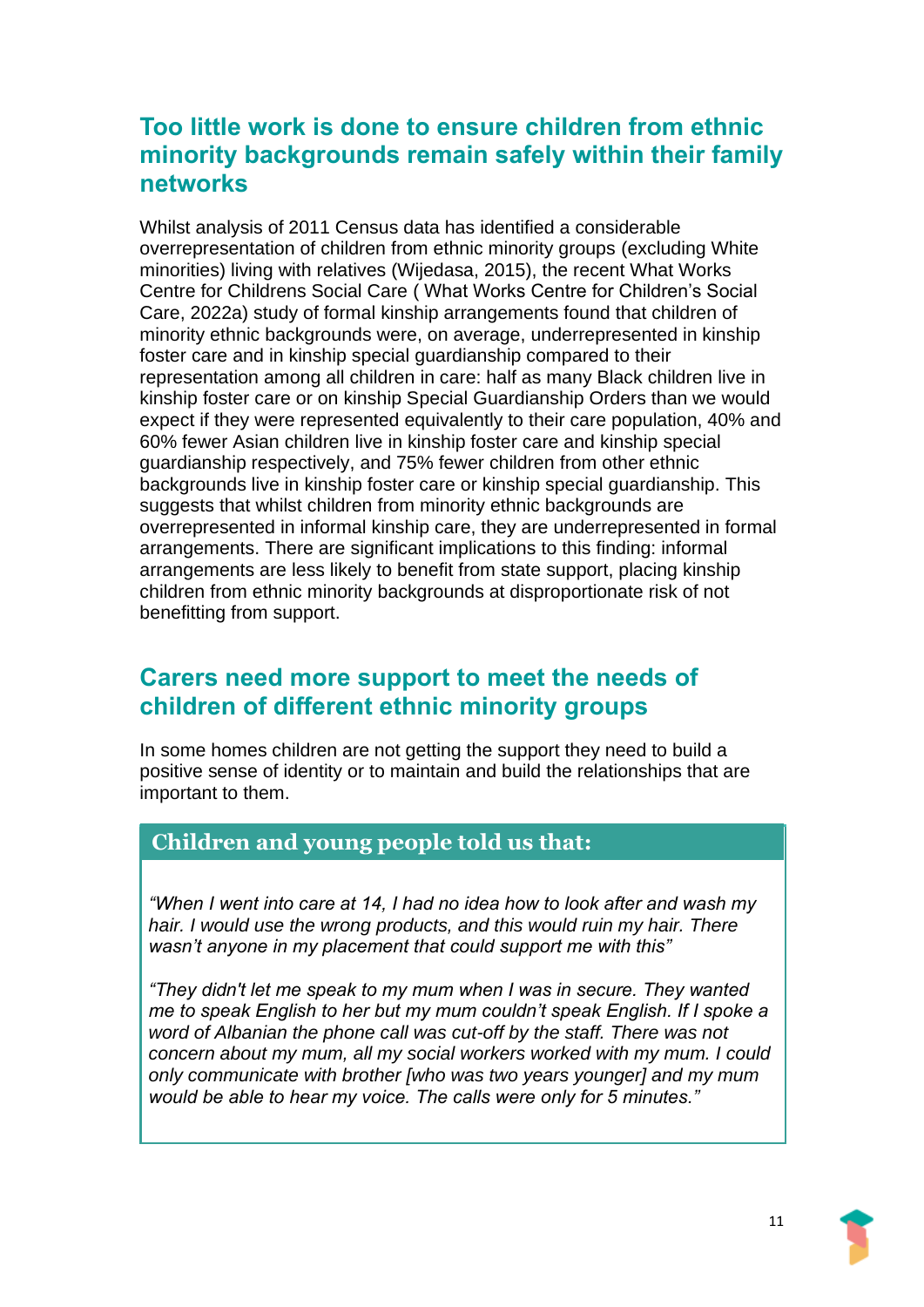## Too little work is done to ensure children from ethnic minority backgrounds remain safely within their family networks

Whilst analysis of 2011 Census data has identified a considerable overrepresentation of children from ethnic minority groups (excluding White minorities) living with relatives (Wijedasa, 2015), the recent What Works Centre for Childrens Social Care ( What Works Centre for Children's Social Care, 2022a) study of formal kinship arrangements found that children of minority ethnic backgrounds were, on average, underrepresented in kinship foster care and in kinship special guardianship compared to their representation among all children in care: half as many Black children live in kinship foster care or on kinship Special Guardianship Orders than we would expect if they were represented equivalently to their care population, 40% and 60% fewer Asian children live in kinship foster care and kinship special guardianship respectively, and 75% fewer children from other ethnic backgrounds live in kinship foster care or kinship special guardianship. This suggests that whilst children from minority ethnic backgrounds are overrepresented in informal kinship care, they are underrepresented in formal arrangements. There are significant implications to this finding: informal arrangements are less likely to benefit from state support, placing kinship children from ethnic minority backgrounds at disproportionate risk of not benefitting from support.

## Carers need more support to meet the needs of children of different ethnic minority groups

In some homes children are not getting the support they need to build a positive sense of identity or to maintain and build the relationships that are important to them.

### Children and young people told us that:

*"When I went into care at 14, I had no idea how to look after and wash my hair. I would use the wrong products, and this would ruin my hair. There wasn't anyone in my placement that could support me with this"*

*"They didn't let me speak to my mum when I was in secure. They wanted me to speak English to her but my mum couldn't speak English. If I spoke a word of Albanian the phone call was cut-off by the staff. There was not concern about my mum, all my social workers worked with my mum. I could only communicate with brother [who was two years younger] and my mum would be able to hear my voice. The calls were only for 5 minutes."*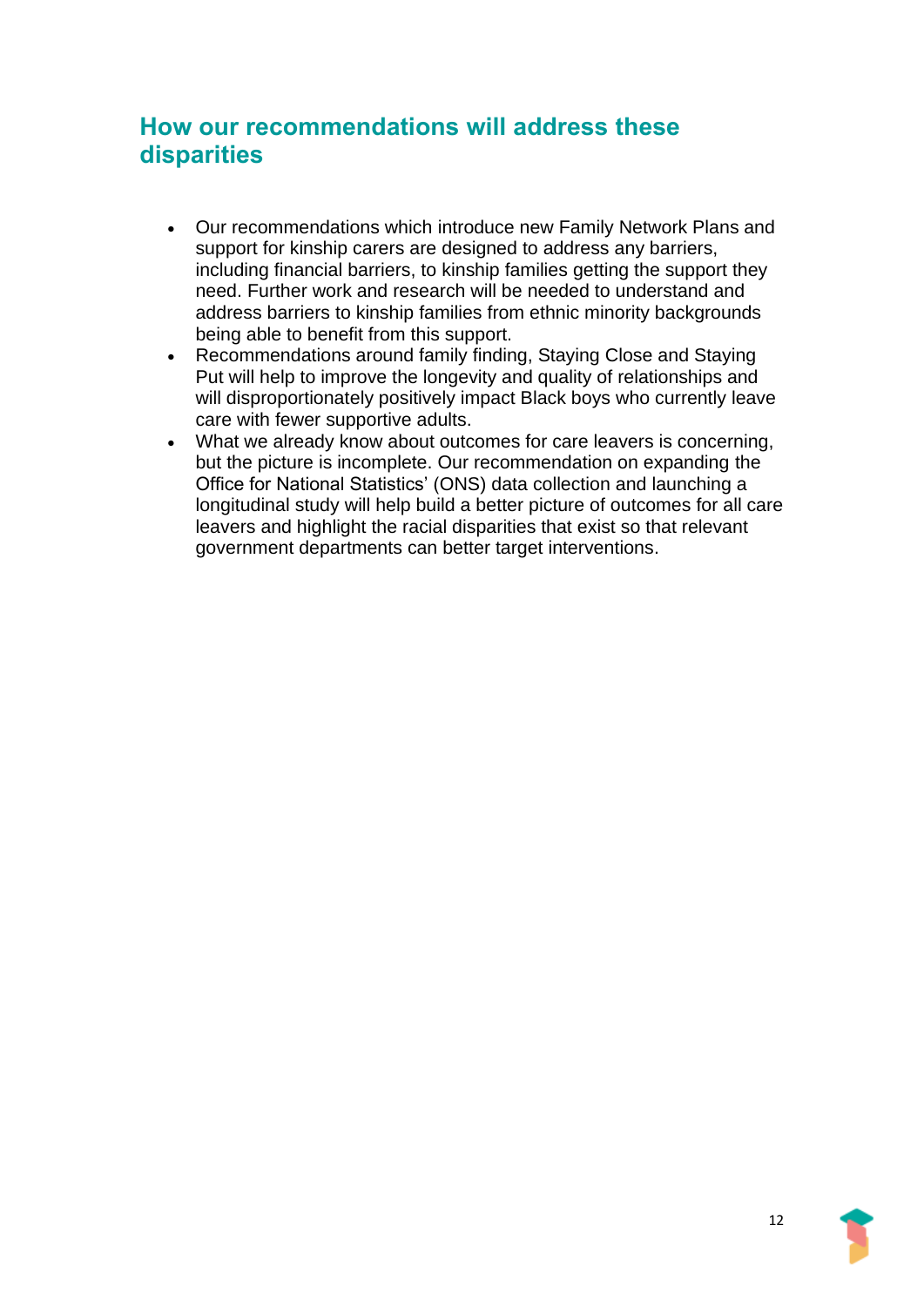## How our recommendations will address these disparities

- Our recommendations which introduce new Family Network Plans and support for kinship carers are designed to address any barriers, including financial barriers, to kinship families getting the support they need. Further work and research will be needed to understand and address barriers to kinship families from ethnic minority backgrounds being able to benefit from this support.
- Recommendations around family finding, Staying Close and Staying Put will help to improve the longevity and quality of relationships and will disproportionately positively impact Black boys who currently leave care with fewer supportive adults.
- What we already know about outcomes for care leavers is concerning, but the picture is incomplete. Our recommendation on expanding the Office for National Statistics' (ONS) data collection and launching a longitudinal study will help build a better picture of outcomes for all care leavers and highlight the racial disparities that exist so that relevant government departments can better target interventions.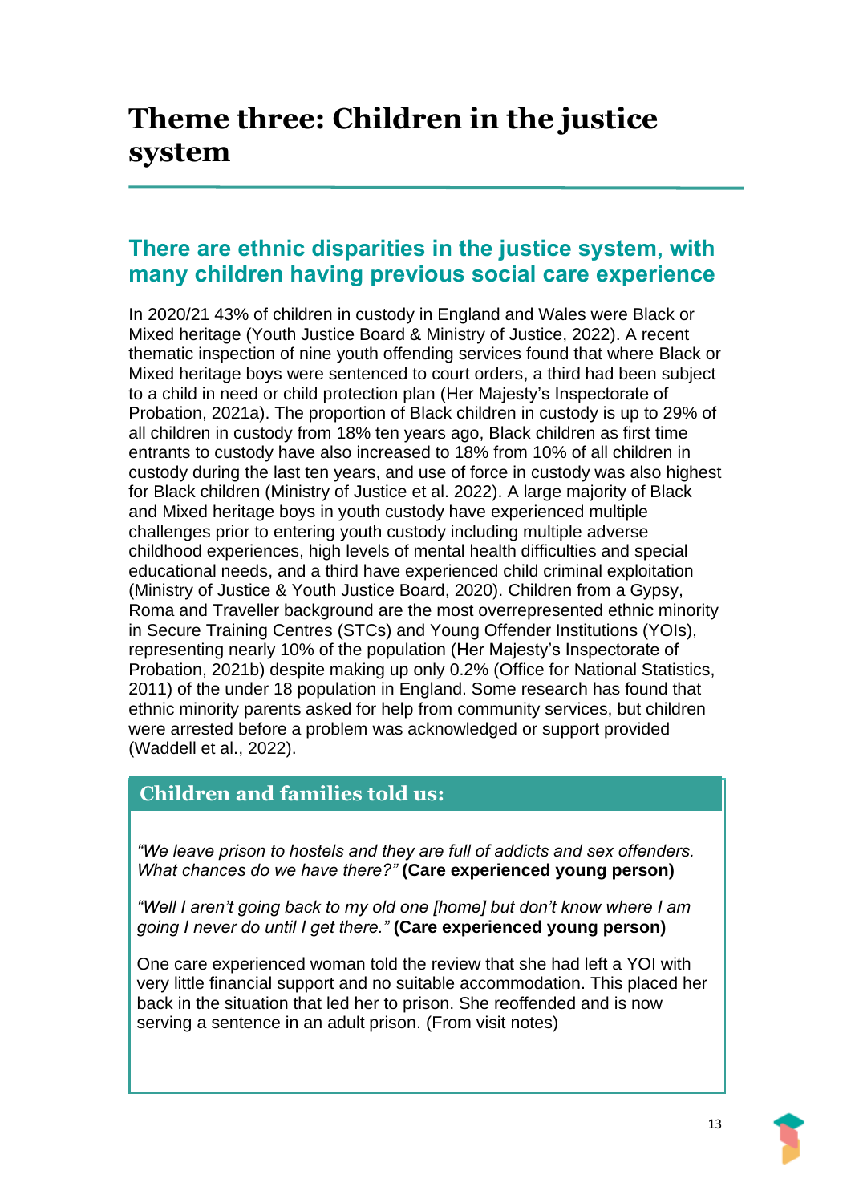# Theme three: Children in the justice system

## There are ethnic disparities in the justice system, with many children having previous social care experience

In 2020/21 43% of children in custody in England and Wales were Black or Mixed heritage (Youth Justice Board & Ministry of Justice, 2022). A recent thematic inspection of nine youth offending services found that where Black or Mixed heritage boys were sentenced to court orders, a third had been subject to a child in need or child protection plan (Her Majesty's Inspectorate of Probation, 2021a). The proportion of Black children in custody is up to 29% of all children in custody from 18% ten years ago, Black children as first time entrants to custody have also increased to 18% from 10% of all children in custody during the last ten years, and use of force in custody was also highest for Black children (Ministry of Justice et al. 2022). A large majority of Black and Mixed heritage boys in youth custody have experienced multiple challenges prior to entering youth custody including multiple adverse childhood experiences, high levels of mental health difficulties and special educational needs, and a third have experienced child criminal exploitation (Ministry of Justice & Youth Justice Board, 2020). Children from a Gypsy, Roma and Traveller background are the most overrepresented ethnic minority in Secure Training Centres (STCs) and Young Offender Institutions (YOIs), representing nearly 10% of the population (Her Majesty's Inspectorate of Probation, 2021b) despite making up only 0.2% (Office for National Statistics, 2011) of the under 18 population in England. Some research has found that ethnic minority parents asked for help from community services, but children were arrested before a problem was acknowledged or support provided (Waddell et al., 2022).

### Children and families told us:

*"We leave prison to hostels and they are full of addicts and sex offenders. What chances do we have there?"* **(Care experienced young person)**

*"Well I aren't going back to my old one [home] but don't know where I am going I never do until I get there."* **(Care experienced young person)**

One care experienced woman told the review that she had left a YOI with very little financial support and no suitable accommodation. This placed her back in the situation that led her to prison. She reoffended and is now serving a sentence in an adult prison. (From visit notes)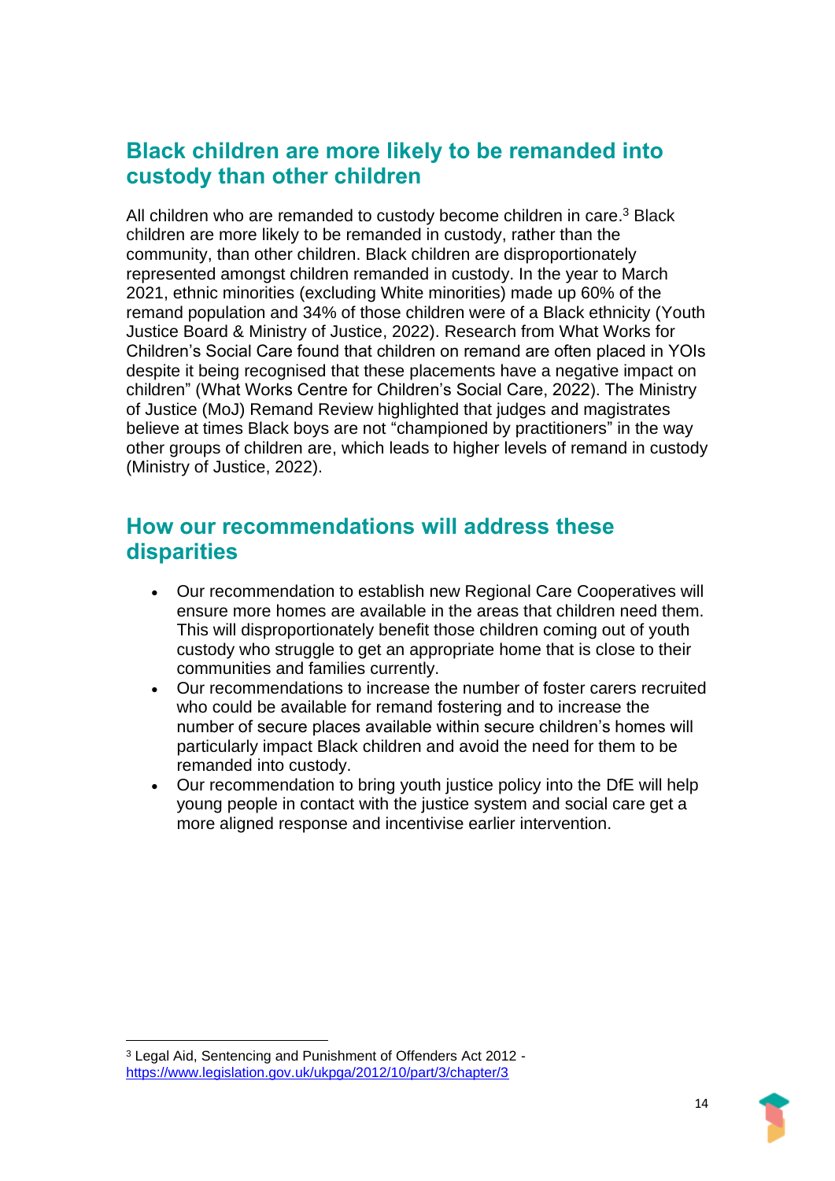## Black children are more likely to be remanded into custody than other children

All children who are remanded to custody become children in care.[3] Black children are more likely to be remanded in custody, rather than the community, than other children. Black children are disproportionately represented amongst children remanded in custody. In the year to March 2021, ethnic minorities (excluding White minorities) made up 60% of the remand population and 34% of those children were of a Black ethnicity (Youth Justice Board & Ministry of Justice, 2022). Research from What Works for Children's Social Care found that children on remand are often placed in YOIs despite it being recognised that these placements have a negative impact on children" (What Works Centre for Children's Social Care, 2022). The Ministry of Justice (MoJ) Remand Review highlighted that judges and magistrates believe at times Black boys are not "championed by practitioners" in the way other groups of children are, which leads to higher levels of remand in custody (Ministry of Justice, 2022).

## How our recommendations will address these disparities

- Our recommendation to establish new Regional Care Cooperatives will ensure more homes are available in the areas that children need them. This will disproportionately benefit those children coming out of youth custody who struggle to get an appropriate home that is close to their communities and families currently.
- Our recommendations to increase the number of foster carers recruited who could be available for remand fostering and to increase the number of secure places available within secure children's homes will particularly impact Black children and avoid the need for them to be remanded into custody.
- Our recommendation to bring youth justice policy into the DfE will help young people in contact with the justice system and social care get a more aligned response and incentivise earlier intervention.

[3] Legal Aid, Sentencing and Punishment of Offenders Act 2012 - https://www.legislation.gov.uk/ukpga/2012/10/part/3/chapter/3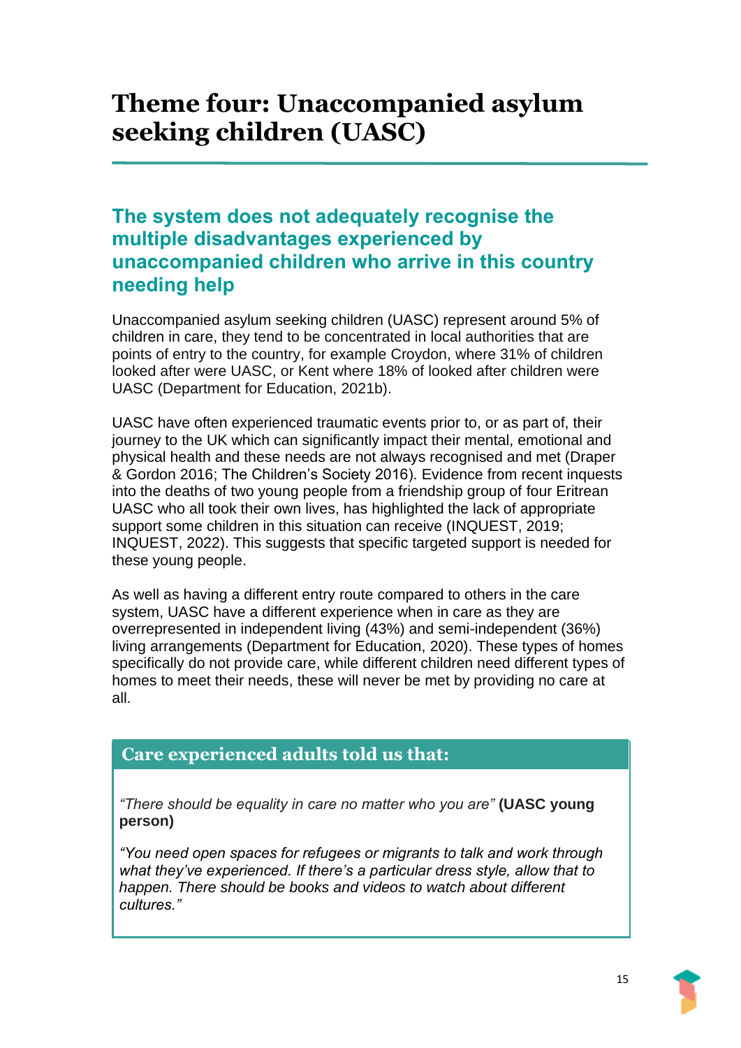# Theme four: Unaccompanied asylum seeking children (UASC)

## The system does not adequately recognise the multiple disadvantages experienced by unaccompanied children who arrive in this country needing help

Unaccompanied asylum seeking children (UASC) represent around 5% of children in care, they tend to be concentrated in local authorities that are points of entry to the country, for example Croydon, where 31% of children looked after were UASC, or Kent where 18% of looked after children were UASC (Department for Education, 2021b).

UASC have often experienced traumatic events prior to, or as part of, their journey to the UK which can significantly impact their mental, emotional and physical health and these needs are not always recognised and met (Draper & Gordon 2016; The Children's Society 2016). Evidence from recent inquests into the deaths of two young people from a friendship group of four Eritrean UASC who all took their own lives, has highlighted the lack of appropriate support some children in this situation can receive (INQUEST, 2019; INQUEST, 2022). This suggests that specific targeted support is needed for these young people.

As well as having a different entry route compared to others in the care system, UASC have a different experience when in care as they are overrepresented in independent living (43%) and semi-independent (36%) living arrangements (Department for Education, 2020). These types of homes specifically do not provide care, while different children need different types of homes to meet their needs, these will never be met by providing no care at all.

### Care experienced adults told us that:

*"There should be equality in care no matter who you are"* **(UASC young person)**

*"You need open spaces for refugees or migrants to talk and work through what they've experienced. If there's a particular dress style, allow that to happen. There should be books and videos to watch about different cultures."*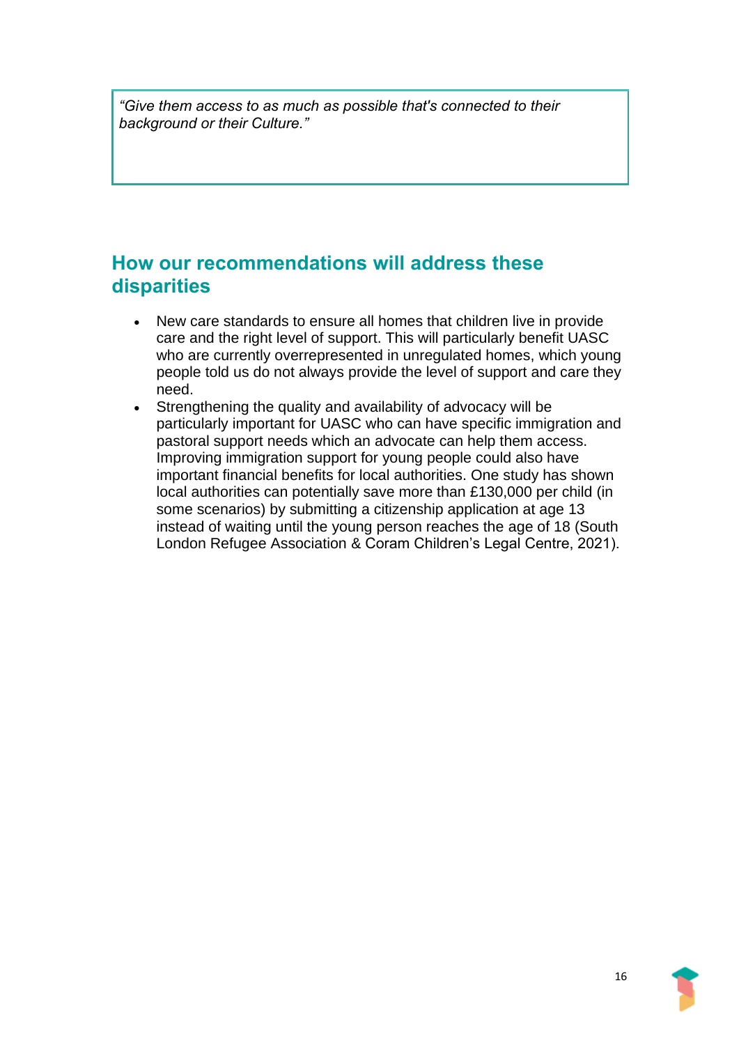> *"Give them access to as much as possible that's connected to their background or their Culture."*

## How our recommendations will address these disparities

- New care standards to ensure all homes that children live in provide care and the right level of support. This will particularly benefit UASC who are currently overrepresented in unregulated homes, which young people told us do not always provide the level of support and care they need.
- Strengthening the quality and availability of advocacy will be particularly important for UASC who can have specific immigration and pastoral support needs which an advocate can help them access. Improving immigration support for young people could also have important financial benefits for local authorities. One study has shown local authorities can potentially save more than £130,000 per child (in some scenarios) by submitting a citizenship application at age 13 instead of waiting until the young person reaches the age of 18 (South London Refugee Association & Coram Children's Legal Centre, 2021).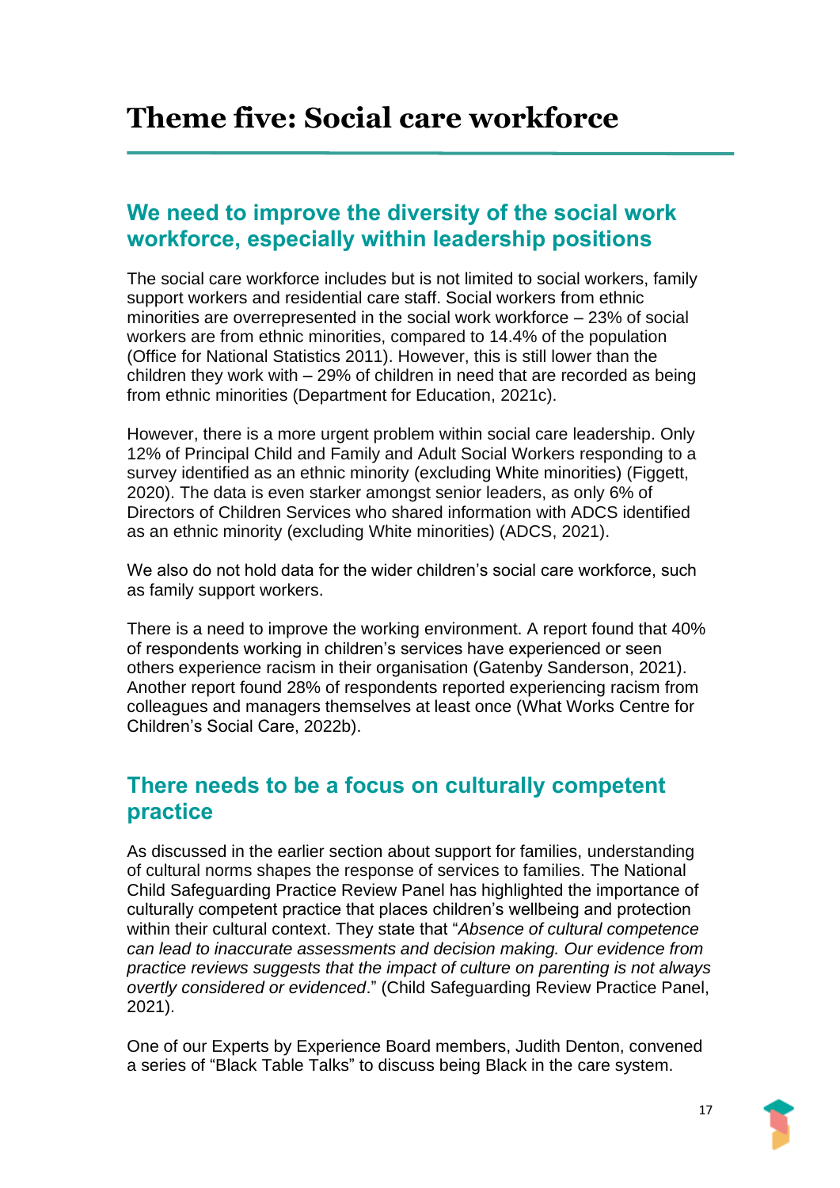# Theme five: Social care workforce

## We need to improve the diversity of the social work workforce, especially within leadership positions

The social care workforce includes but is not limited to social workers, family support workers and residential care staff. Social workers from ethnic minorities are overrepresented in the social work workforce – 23% of social workers are from ethnic minorities, compared to 14.4% of the population (Office for National Statistics 2011). However, this is still lower than the children they work with – 29% of children in need that are recorded as being from ethnic minorities (Department for Education, 2021c).

However, there is a more urgent problem within social care leadership. Only 12% of Principal Child and Family and Adult Social Workers responding to a survey identified as an ethnic minority (excluding White minorities) (Figgett, 2020). The data is even starker amongst senior leaders, as only 6% of Directors of Children Services who shared information with ADCS identified as an ethnic minority (excluding White minorities) (ADCS, 2021).

We also do not hold data for the wider children's social care workforce, such as family support workers.

There is a need to improve the working environment. A report found that 40% of respondents working in children's services have experienced or seen others experience racism in their organisation (Gatenby Sanderson, 2021). Another report found 28% of respondents reported experiencing racism from colleagues and managers themselves at least once (What Works Centre for Children's Social Care, 2022b).

## There needs to be a focus on culturally competent practice

As discussed in the earlier section about support for families, understanding of cultural norms shapes the response of services to families. The National Child Safeguarding Practice Review Panel has highlighted the importance of culturally competent practice that places children's wellbeing and protection within their cultural context. They state that "*Absence of cultural competence can lead to inaccurate assessments and decision making. Our evidence from practice reviews suggests that the impact of culture on parenting is not always overtly considered or evidenced*." (Child Safeguarding Review Practice Panel, 2021).

One of our Experts by Experience Board members, Judith Denton, convened a series of "Black Table Talks" to discuss being Black in the care system.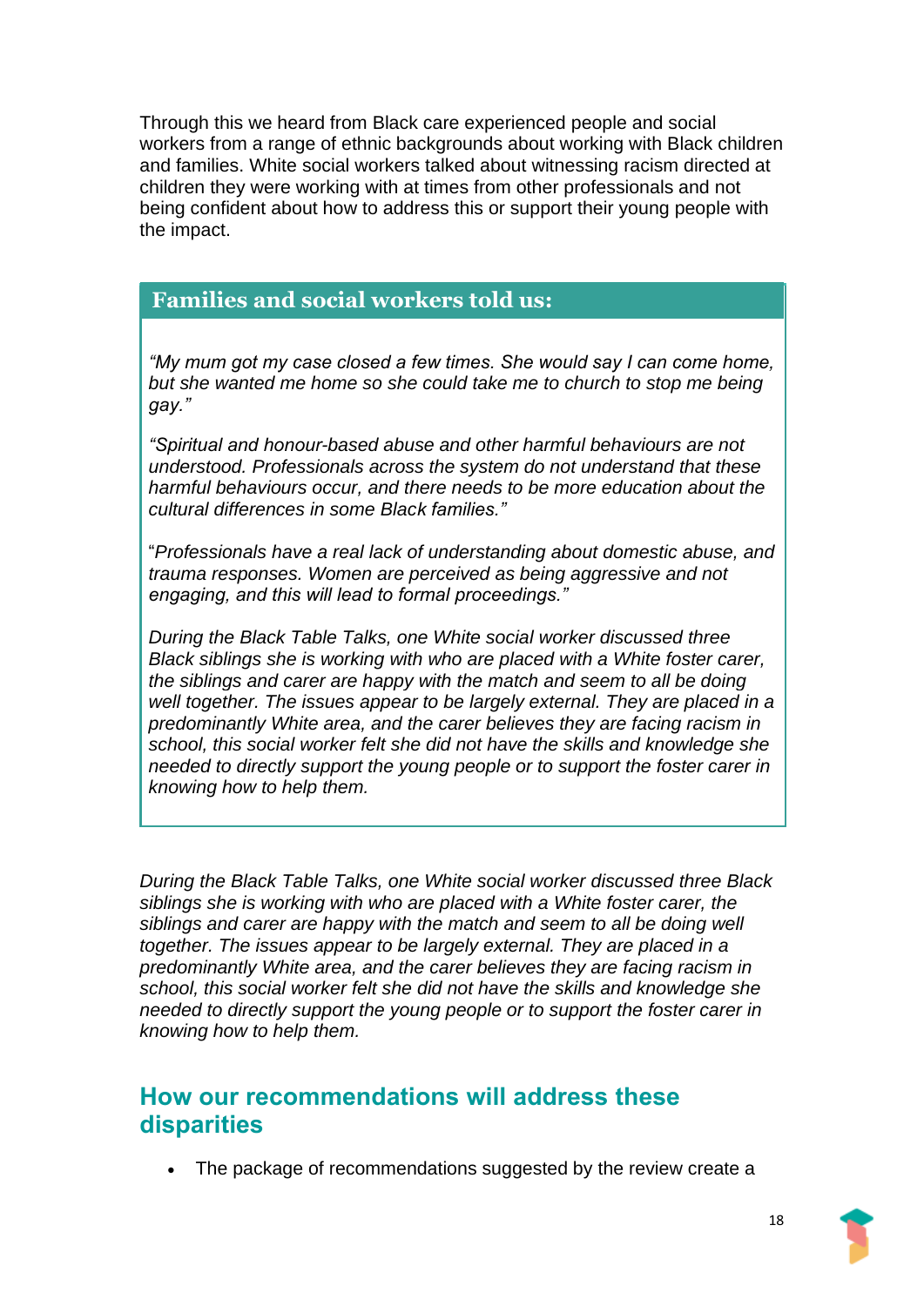Through this we heard from Black care experienced people and social workers from a range of ethnic backgrounds about working with Black children and families. White social workers talked about witnessing racism directed at children they were working with at times from other professionals and not being confident about how to address this or support their young people with the impact.

**Families and social workers told us:**

*"My mum got my case closed a few times. She would say I can come home, but she wanted me home so she could take me to church to stop me being gay."*

*"Spiritual and honour-based abuse and other harmful behaviours are not understood. Professionals across the system do not understand that these harmful behaviours occur, and there needs to be more education about the cultural differences in some Black families."*

"*Professionals have a real lack of understanding about domestic abuse, and trauma responses. Women are perceived as being aggressive and not engaging, and this will lead to formal proceedings."*

*During the Black Table Talks, one White social worker discussed three Black siblings she is working with who are placed with a White foster carer, the siblings and carer are happy with the match and seem to all be doing well together. The issues appear to be largely external. They are placed in a predominantly White area, and the carer believes they are facing racism in school, this social worker felt she did not have the skills and knowledge she needed to directly support the young people or to support the foster carer in knowing how to help them.*

*During the Black Table Talks, one White social worker discussed three Black siblings she is working with who are placed with a White foster carer, the siblings and carer are happy with the match and seem to all be doing well together. The issues appear to be largely external. They are placed in a predominantly White area, and the carer believes they are facing racism in school, this social worker felt she did not have the skills and knowledge she needed to directly support the young people or to support the foster carer in knowing how to help them.*

## How our recommendations will address these disparities

- The package of recommendations suggested by the review create a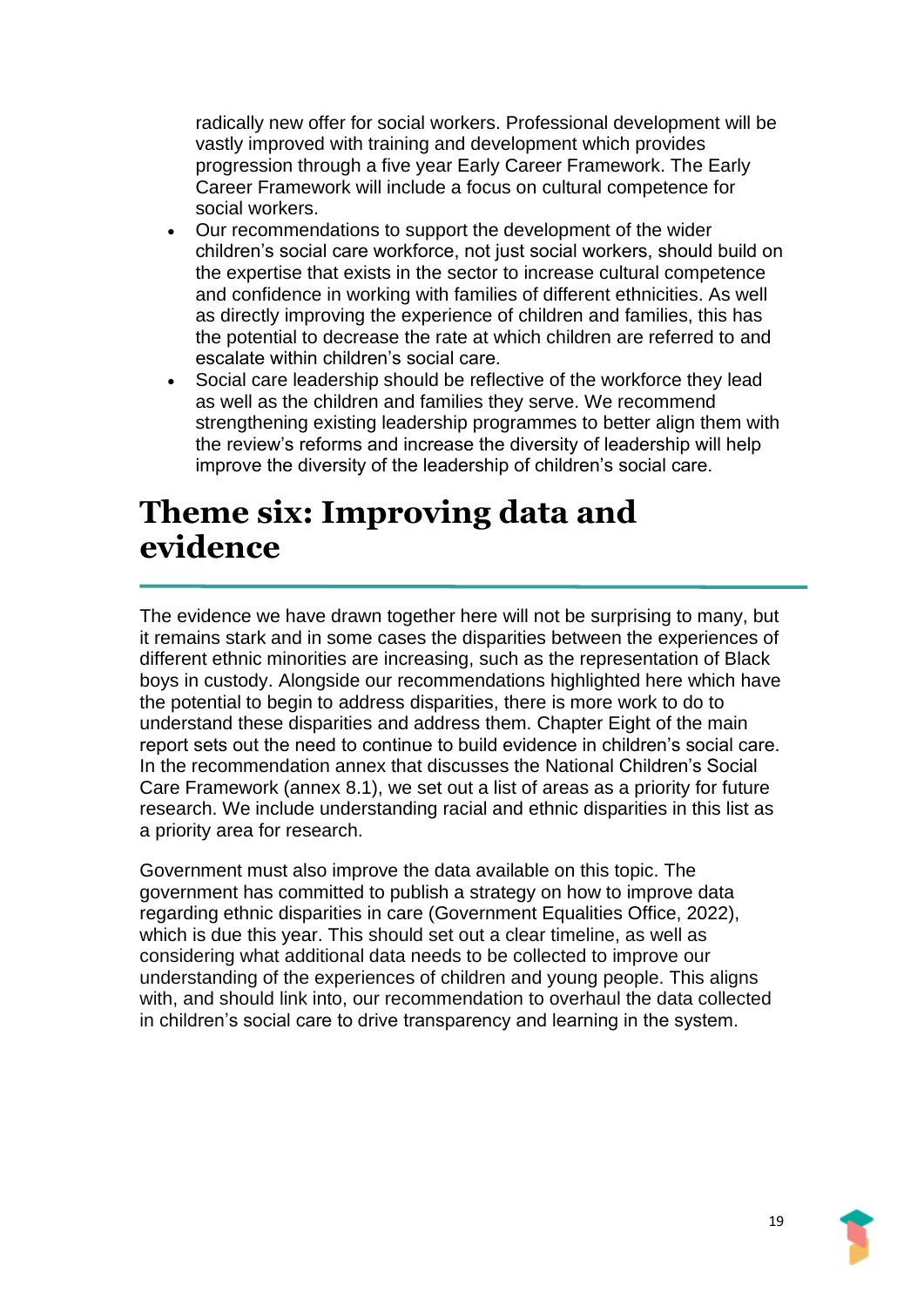radically new offer for social workers. Professional development will be vastly improved with training and development which provides progression through a five year Early Career Framework. The Early Career Framework will include a focus on cultural competence for social workers.

- Our recommendations to support the development of the wider children's social care workforce, not just social workers, should build on the expertise that exists in the sector to increase cultural competence and confidence in working with families of different ethnicities. As well as directly improving the experience of children and families, this has the potential to decrease the rate at which children are referred to and escalate within children's social care.
- Social care leadership should be reflective of the workforce they lead as well as the children and families they serve. We recommend strengthening existing leadership programmes to better align them with the review's reforms and increase the diversity of leadership will help improve the diversity of the leadership of children's social care.

# Theme six: Improving data and evidence

The evidence we have drawn together here will not be surprising to many, but it remains stark and in some cases the disparities between the experiences of different ethnic minorities are increasing, such as the representation of Black boys in custody. Alongside our recommendations highlighted here which have the potential to begin to address disparities, there is more work to do to understand these disparities and address them. Chapter Eight of the main report sets out the need to continue to build evidence in children's social care. In the recommendation annex that discusses the National Children's Social Care Framework (annex 8.1), we set out a list of areas as a priority for future research. We include understanding racial and ethnic disparities in this list as a priority area for research.

Government must also improve the data available on this topic. The government has committed to publish a strategy on how to improve data regarding ethnic disparities in care (Government Equalities Office, 2022), which is due this year. This should set out a clear timeline, as well as considering what additional data needs to be collected to improve our understanding of the experiences of children and young people. This aligns with, and should link into, our recommendation to overhaul the data collected in children's social care to drive transparency and learning in the system.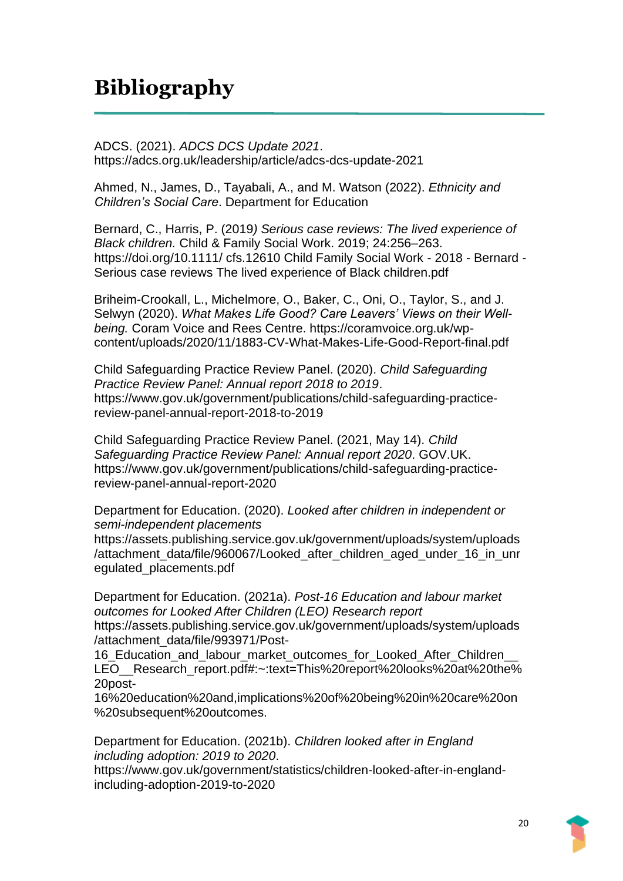# Bibliography

ADCS. (2021). *ADCS DCS Update 2021*. https://adcs.org.uk/leadership/article/adcs-dcs-update-2021

Ahmed, N., James, D., Tayabali, A., and M. Watson (2022). *Ethnicity and Children's Social Care*. Department for Education

Bernard, C., Harris, P. (2019*) Serious case reviews: The lived experience of Black children.* Child & Family Social Work. 2019; 24:256–263. https://doi.org/10.1111/ cfs.12610 Child Family Social Work - 2018 - Bernard - Serious case reviews The lived experience of Black children.pdf

Briheim-Crookall, L., Michelmore, O., Baker, C., Oni, O., Taylor, S., and J. Selwyn (2020). *What Makes Life Good? Care Leavers' Views on their Well-being.* Coram Voice and Rees Centre. https://coramvoice.org.uk/wp-content/uploads/2020/11/1883-CV-What-Makes-Life-Good-Report-final.pdf

Child Safeguarding Practice Review Panel. (2020). *Child Safeguarding Practice Review Panel: Annual report 2018 to 2019*. https://www.gov.uk/government/publications/child-safeguarding-practice-review-panel-annual-report-2018-to-2019

Child Safeguarding Practice Review Panel. (2021, May 14). *Child Safeguarding Practice Review Panel: Annual report 2020*. GOV.UK. https://www.gov.uk/government/publications/child-safeguarding-practice-review-panel-annual-report-2020

Department for Education. (2020). *Looked after children in independent or semi-independent placements* https://assets.publishing.service.gov.uk/government/uploads/system/uploads/attachment_data/file/960067/Looked_after_children_aged_under_16_in_unregulated_placements.pdf

Department for Education. (2021a). *Post-16 Education and labour market outcomes for Looked After Children (LEO) Research report* https://assets.publishing.service.gov.uk/government/uploads/system/uploads/attachment_data/file/993971/Post-16_Education_and_labour_market_outcomes_for_Looked_After_Children__LEO__Research_report.pdf#:~:text=This%20report%20looks%20at%20the%20post-16%20education%20and,implications%20of%20being%20in%20care%20on%20subsequent%20outcomes.

Department for Education. (2021b). *Children looked after in England including adoption: 2019 to 2020*. https://www.gov.uk/government/statistics/children-looked-after-in-england-including-adoption-2019-to-2020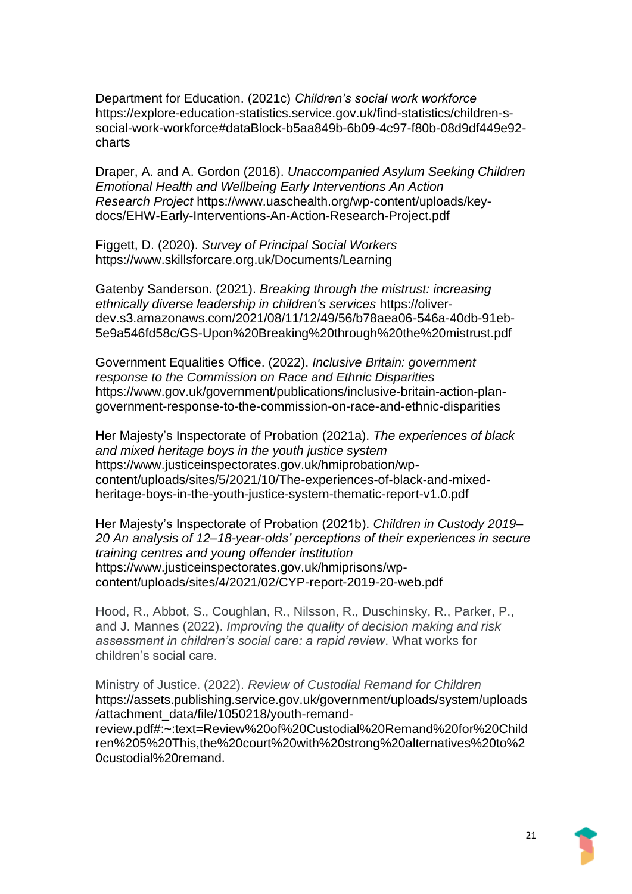Department for Education. (2021c) *Children's social work workforce* https://explore-education-statistics.service.gov.uk/find-statistics/children-s-social-work-workforce#dataBlock-b5aa849b-6b09-4c97-f80b-08d9df449e92-charts

Draper, A. and A. Gordon (2016). *Unaccompanied Asylum Seeking Children Emotional Health and Wellbeing Early Interventions An Action Research Project* https://www.uaschealth.org/wp-content/uploads/key-docs/EHW-Early-Interventions-An-Action-Research-Project.pdf

Figgett, D. (2020). *Survey of Principal Social Workers* https://www.skillsforcare.org.uk/Documents/Learning

Gatenby Sanderson. (2021). *Breaking through the mistrust: increasing ethnically diverse leadership in children's services* https://oliver-dev.s3.amazonaws.com/2021/08/11/12/49/56/b78aea06-546a-40db-91eb-5e9a546fd58c/GS-Upon%20Breaking%20through%20the%20mistrust.pdf

Government Equalities Office. (2022). *Inclusive Britain: government response to the Commission on Race and Ethnic Disparities* https://www.gov.uk/government/publications/inclusive-britain-action-plan-government-response-to-the-commission-on-race-and-ethnic-disparities

Her Majesty's Inspectorate of Probation (2021a). *The experiences of black and mixed heritage boys in the youth justice system* https://www.justiceinspectorates.gov.uk/hmiprobation/wp-content/uploads/sites/5/2021/10/The-experiences-of-black-and-mixed-heritage-boys-in-the-youth-justice-system-thematic-report-v1.0.pdf

Her Majesty's Inspectorate of Probation (2021b). *Children in Custody 2019–20 An analysis of 12–18-year-olds' perceptions of their experiences in secure training centres and young offender institution* https://www.justiceinspectorates.gov.uk/hmiprisons/wp-content/uploads/sites/4/2021/02/CYP-report-2019-20-web.pdf

Hood, R., Abbot, S., Coughlan, R., Nilsson, R., Duschinsky, R., Parker, P., and J. Mannes (2022). *Improving the quality of decision making and risk assessment in children's social care: a rapid review*. What works for children's social care.

Ministry of Justice. (2022). *Review of Custodial Remand for Children* https://assets.publishing.service.gov.uk/government/uploads/system/uploads/attachment_data/file/1050218/youth-remand-review.pdf#:~:text=Review%20of%20Custodial%20Remand%20for%20Children%205%20This,the%20court%20with%20strong%20alternatives%20to%20custodial%20remand.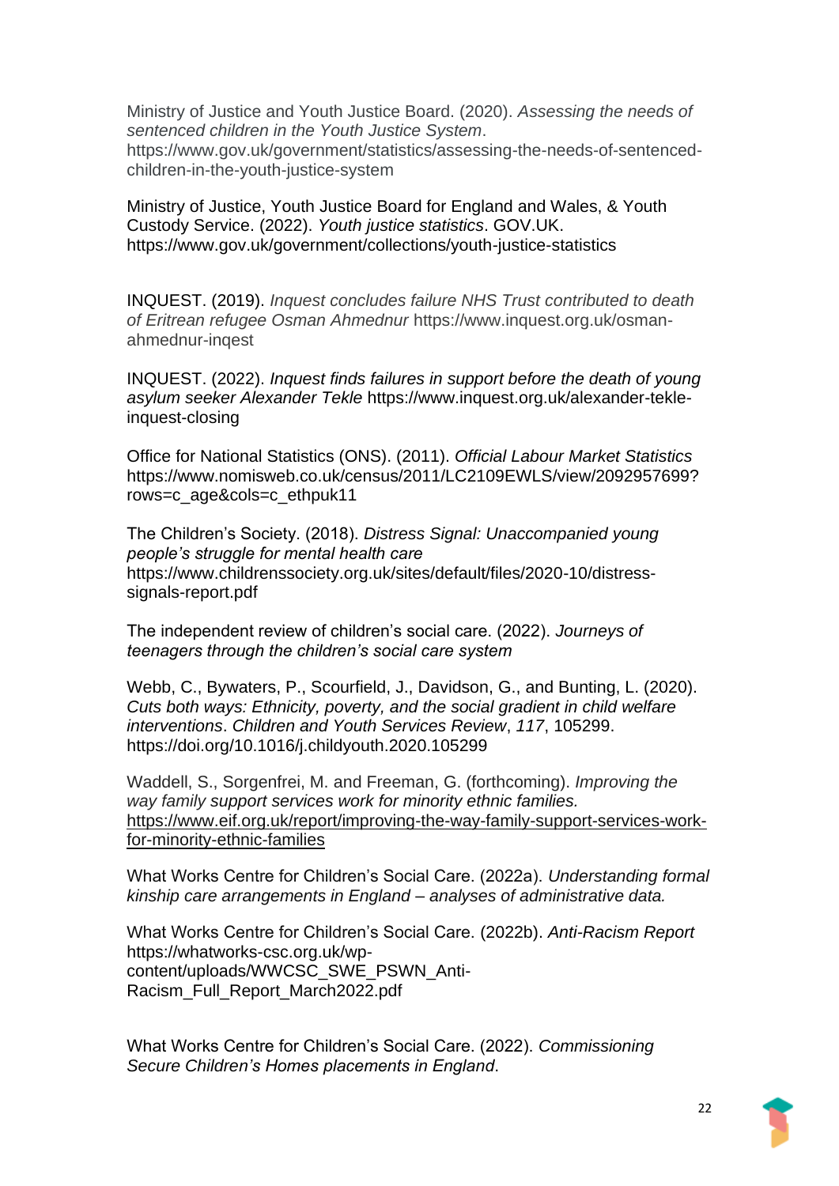Ministry of Justice and Youth Justice Board. (2020). *Assessing the needs of sentenced children in the Youth Justice System*. https://www.gov.uk/government/statistics/assessing-the-needs-of-sentenced-children-in-the-youth-justice-system

Ministry of Justice, Youth Justice Board for England and Wales, & Youth Custody Service. (2022). *Youth justice statistics*. GOV.UK. https://www.gov.uk/government/collections/youth-justice-statistics

INQUEST. (2019). *Inquest concludes failure NHS Trust contributed to death of Eritrean refugee Osman Ahmednur* https://www.inquest.org.uk/osman-ahmednur-inqest

INQUEST. (2022). *Inquest finds failures in support before the death of young asylum seeker Alexander Tekle* https://www.inquest.org.uk/alexander-tekle-inquest-closing

Office for National Statistics (ONS). (2011). *Official Labour Market Statistics* https://www.nomisweb.co.uk/census/2011/LC2109EWLS/view/2092957699?rows=c_age&cols=c_ethpuk11

The Children's Society. (2018). *Distress Signal: Unaccompanied young people's struggle for mental health care* https://www.childrenssociety.org.uk/sites/default/files/2020-10/distress-signals-report.pdf

The independent review of children's social care. (2022). *Journeys of teenagers through the children's social care system*

Webb, C., Bywaters, P., Scourfield, J., Davidson, G., and Bunting, L. (2020). *Cuts both ways: Ethnicity, poverty, and the social gradient in child welfare interventions*. *Children and Youth Services Review*, *117*, 105299. https://doi.org/10.1016/j.childyouth.2020.105299

Waddell, S., Sorgenfrei, M. and Freeman, G. (forthcoming). *Improving the way family support services work for minority ethnic families.* https://www.eif.org.uk/report/improving-the-way-family-support-services-work-for-minority-ethnic-families

What Works Centre for Children's Social Care. (2022a). *Understanding formal kinship care arrangements in England – analyses of administrative data.*

What Works Centre for Children's Social Care. (2022b). *Anti-Racism Report* https://whatworks-csc.org.uk/wp-content/uploads/WWCSC_SWE_PSWN_Anti-Racism_Full_Report_March2022.pdf

What Works Centre for Children's Social Care. (2022). *Commissioning Secure Children's Homes placements in England*.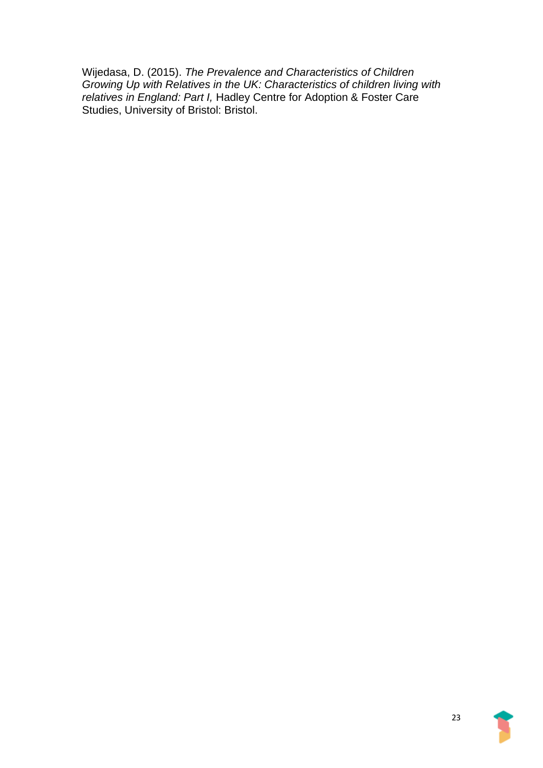Wijedasa, D. (2015). *The Prevalence and Characteristics of Children Growing Up with Relatives in the UK: Characteristics of children living with relatives in England: Part I,* Hadley Centre for Adoption & Foster Care Studies, University of Bristol: Bristol.